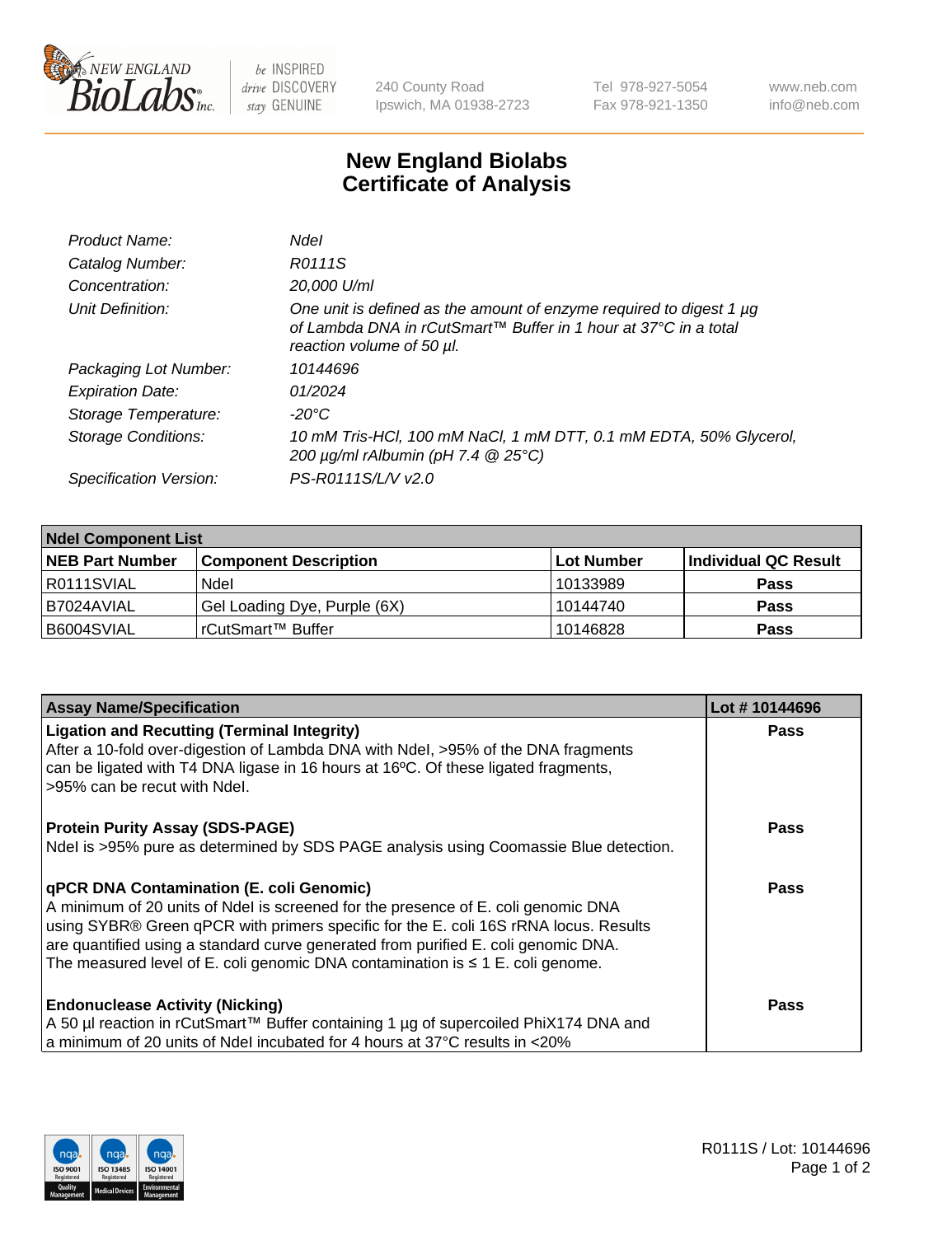# New England Biolabs Certificate of Analysis

| | |
|---|---|
| *Product Name:* | *NdeI* |
| *Catalog Number:* | *R0111S* |
| *Concentration:* | *20,000 U/ml* |
| *Unit Definition:* | *One unit is defined as the amount of enzyme required to digest 1 µg of Lambda DNA in rCutSmart™ Buffer in 1 hour at 37°C in a total reaction volume of 50 µl.* |
| *Packaging Lot Number:* | *10144696* |
| *Expiration Date:* | *01/2024* |
| *Storage Temperature:* | *-20°C* |
| *Storage Conditions:* | *10 mM Tris-HCl, 100 mM NaCl, 1 mM DTT, 0.1 mM EDTA, 50% Glycerol, 200 µg/ml rAlbumin (pH 7.4 @ 25°C)* |
| *Specification Version:* | *PS-R0111S/L/V v2.0* |

| **NdeI Component List** | | | |
|---|---|---|---|
| **NEB Part Number** | **Component Description** | **Lot Number** | **Individual QC Result** |
| R0111SVIAL | NdeI | 10133989 | **Pass** |
| B7024AVIAL | Gel Loading Dye, Purple (6X) | 10144740 | **Pass** |
| B6004SVIAL | rCutSmart™ Buffer | 10146828 | **Pass** |

| **Assay Name/Specification** | **Lot # 10144696** |
|---|---|
| **Ligation and Recutting (Terminal Integrity)** After a 10-fold over-digestion of Lambda DNA with NdeI, >95% of the DNA fragments can be ligated with T4 DNA ligase in 16 hours at 16ºC. Of these ligated fragments, >95% can be recut with NdeI. | **Pass** |
| **Protein Purity Assay (SDS-PAGE)** NdeI is >95% pure as determined by SDS PAGE analysis using Coomassie Blue detection. | **Pass** |
| **qPCR DNA Contamination (E. coli Genomic)** A minimum of 20 units of NdeI is screened for the presence of E. coli genomic DNA using SYBR® Green qPCR with primers specific for the E. coli 16S rRNA locus. Results are quantified using a standard curve generated from purified E. coli genomic DNA. The measured level of E. coli genomic DNA contamination is ≤ 1 E. coli genome. | **Pass** |
| **Endonuclease Activity (Nicking)** A 50 µl reaction in rCutSmart™ Buffer containing 1 µg of supercoiled PhiX174 DNA and a minimum of 20 units of NdeI incubated for 4 hours at 37°C results in <20% | **Pass** |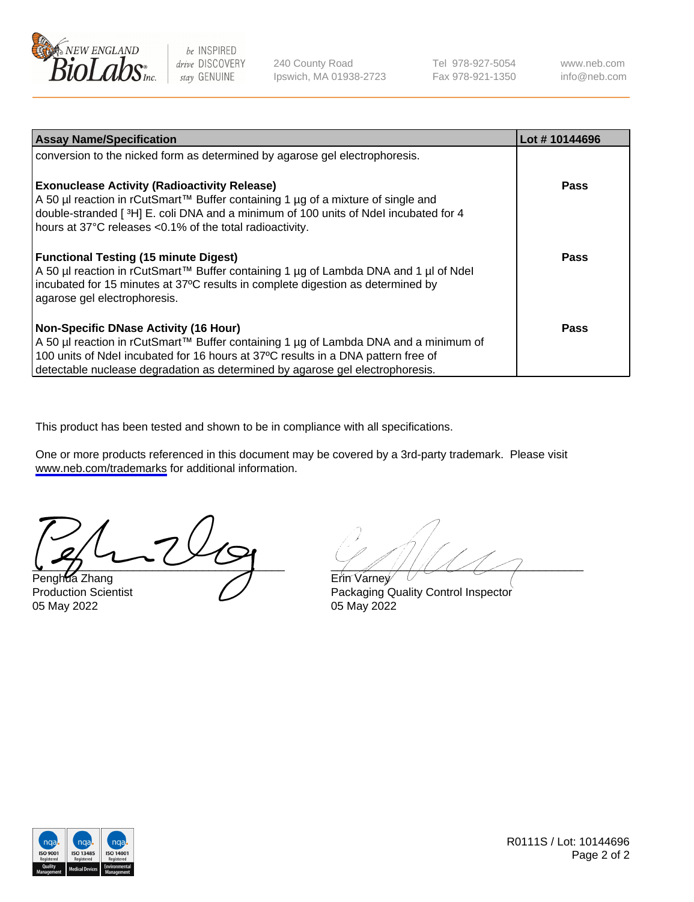NEW ENGLAND BioLabs Inc. | be INSPIRED drive DISCOVERY stay GENUINE | 240 County Road Ipswich, MA 01938-2723 | Tel 978-927-5054 Fax 978-921-1350 | www.neb.com info@neb.com

| Assay Name/Specification | Lot # 10144696 |
|---|---|
| conversion to the nicked form as determined by agarose gel electrophoresis. | |
| **Exonuclease Activity (Radioactivity Release)**<br>A 50 µl reaction in rCutSmart™ Buffer containing 1 µg of a mixture of single and double-stranded [ $^{3}$H] E. coli DNA and a minimum of 100 units of NdeI incubated for 4 hours at 37°C releases <0.1% of the total radioactivity. | Pass |
| **Functional Testing (15 minute Digest)**<br>A 50 µl reaction in rCutSmart™ Buffer containing 1 µg of Lambda DNA and 1 µl of NdeI incubated for 15 minutes at 37ºC results in complete digestion as determined by agarose gel electrophoresis. | Pass |
| **Non-Specific DNase Activity (16 Hour)**<br>A 50 µl reaction in rCutSmart™ Buffer containing 1 µg of Lambda DNA and a minimum of 100 units of NdeI incubated for 16 hours at 37ºC results in a DNA pattern free of detectable nuclease degradation as determined by agarose gel electrophoresis. | Pass |

This product has been tested and shown to be in compliance with all specifications.

One or more products referenced in this document may be covered by a 3rd-party trademark. Please visit www.neb.com/trademarks for additional information.

Penghua Zhang
Production Scientist
05 May 2022

Erin Varney
Packaging Quality Control Inspector
05 May 2022

ISO 9001 Registered Quality Management | ISO 13485 Registered Medical Devices | ISO 14001 Registered Environmental Management

R0111S / Lot: 10144696